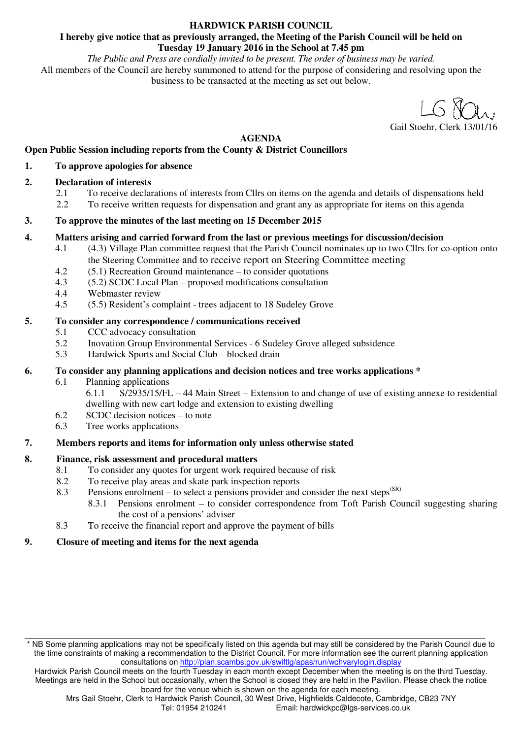**HARDWICK PARISH COUNCIL**

**I hereby give notice that as previously arranged, the Meeting of the Parish Council will be held on Tuesday 19 January 2016 in the School at 7.45 pm**

*The Public and Press are cordially invited to be present. The order of business may be varied.*

All members of the Council are hereby summoned to attend for the purpose of considering and resolving upon the business to be transacted at the meeting as set out below.

Gail Stoehr, Clerk 13/01/16

## AGENDA

**Open Public Session including reports from the County & District Councillors**

**1. To approve apologies for absence**

**2. Declaration of interests**

- 2.1 To receive declarations of interests from Cllrs on items on the agenda and details of dispensations held
- 2.2 To receive written requests for dispensation and grant any as appropriate for items on this agenda

**3. To approve the minutes of the last meeting on 15 December 2015**

**4. Matters arising and carried forward from the last or previous meetings for discussion/decision**

- 4.1 (4.3) Village Plan committee request that the Parish Council nominates up to two Cllrs for co-option onto the Steering Committee and to receive report on Steering Committee meeting
- 4.2 (5.1) Recreation Ground maintenance – to consider quotations
- 4.3 (5.2) SCDC Local Plan – proposed modifications consultation
- 4.4 Webmaster review
- 4.5 (5.5) Resident's complaint - trees adjacent to 18 Sudeley Grove

**5. To consider any correspondence / communications received**

- 5.1 CCC advocacy consultation
- 5.2 Inovation Group Environmental Services - 6 Sudeley Grove alleged subsidence
- 5.3 Hardwick Sports and Social Club – blocked drain

**6. To consider any planning applications and decision notices and tree works applications ***

- 6.1 Planning applications
  - 6.1.1 S/2935/15/FL – 44 Main Street – Extension to and change of use of existing annexe to residential dwelling with new cart lodge and extension to existing dwelling
- 6.2 SCDC decision notices – to note
- 6.3 Tree works applications

**7. Members reports and items for information only unless otherwise stated**

**8. Finance, risk assessment and procedural matters**

- 8.1 To consider any quotes for urgent work required because of risk
- 8.2 To receive play areas and skate park inspection reports
- 8.3 Pensions enrolment – to select a pensions provider and consider the next steps(SR)
  - 8.3.1 Pensions enrolment – to consider correspondence from Toft Parish Council suggesting sharing the cost of a pensions' adviser
- 8.3 To receive the financial report and approve the payment of bills

**9. Closure of meeting and items for the next agenda**

---

* NB Some planning applications may not be specifically listed on this agenda but may still be considered by the Parish Council due to the time constraints of making a recommendation to the District Council. For more information see the current planning application consultations on http://plan.scambs.gov.uk/swiftlg/apas/run/wchvarylogin.display

Hardwick Parish Council meets on the fourth Tuesday in each month except December when the meeting is on the third Tuesday. Meetings are held in the School but occasionally, when the School is closed they are held in the Pavilion. Please check the notice board for the venue which is shown on the agenda for each meeting.

Mrs Gail Stoehr, Clerk to Hardwick Parish Council, 30 West Drive, Highfields Caldecote, Cambridge, CB23 7NY
Tel: 01954 210241 Email: hardwickpc@lgs-services.co.uk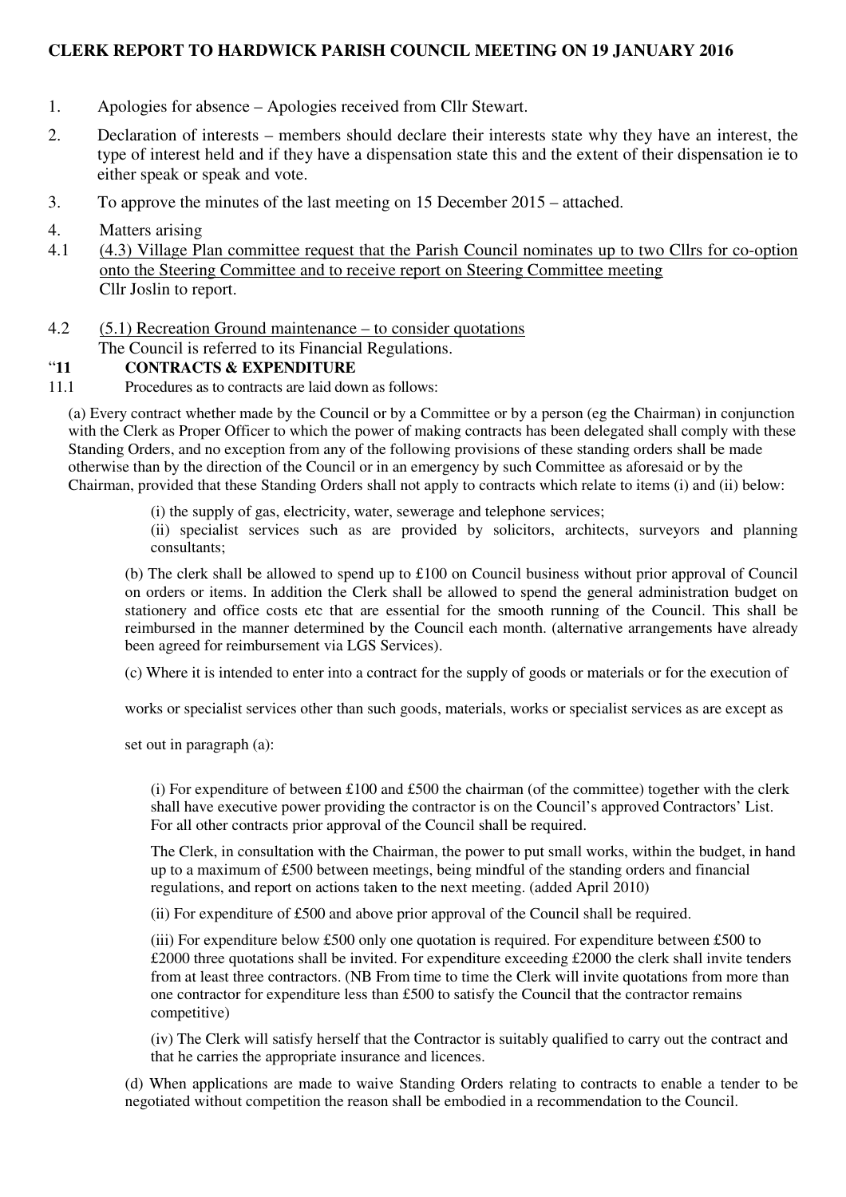**CLERK REPORT TO HARDWICK PARISH COUNCIL MEETING ON 19 JANUARY 2016**

1. Apologies for absence – Apologies received from Cllr Stewart.
2. Declaration of interests – members should declare their interests state why they have an interest, the type of interest held and if they have a dispensation state this and the extent of their dispensation ie to either speak or speak and vote.
3. To approve the minutes of the last meeting on 15 December 2015 – attached.
4. Matters arising

4.1 (4.3) Village Plan committee request that the Parish Council nominates up to two Cllrs for co-option onto the Steering Committee and to receive report on Steering Committee meeting
Cllr Joslin to report.

4.2 (5.1) Recreation Ground maintenance – to consider quotations
The Council is referred to its Financial Regulations.

"**11 CONTRACTS & EXPENDITURE**

11.1 Procedures as to contracts are laid down as follows:

(a) Every contract whether made by the Council or by a Committee or by a person (eg the Chairman) in conjunction with the Clerk as Proper Officer to which the power of making contracts has been delegated shall comply with these Standing Orders, and no exception from any of the following provisions of these standing orders shall be made otherwise than by the direction of the Council or in an emergency by such Committee as aforesaid or by the Chairman, provided that these Standing Orders shall not apply to contracts which relate to items (i) and (ii) below:

(i) the supply of gas, electricity, water, sewerage and telephone services;
(ii) specialist services such as are provided by solicitors, architects, surveyors and planning consultants;

(b) The clerk shall be allowed to spend up to £100 on Council business without prior approval of Council on orders or items. In addition the Clerk shall be allowed to spend the general administration budget on stationery and office costs etc that are essential for the smooth running of the Council. This shall be reimbursed in the manner determined by the Council each month. (alternative arrangements have already been agreed for reimbursement via LGS Services).

(c) Where it is intended to enter into a contract for the supply of goods or materials or for the execution of works or specialist services other than such goods, materials, works or specialist services as are except as set out in paragraph (a):

(i) For expenditure of between £100 and £500 the chairman (of the committee) together with the clerk shall have executive power providing the contractor is on the Council's approved Contractors' List. For all other contracts prior approval of the Council shall be required.

The Clerk, in consultation with the Chairman, the power to put small works, within the budget, in hand up to a maximum of £500 between meetings, being mindful of the standing orders and financial regulations, and report on actions taken to the next meeting. (added April 2010)

(ii) For expenditure of £500 and above prior approval of the Council shall be required.

(iii) For expenditure below £500 only one quotation is required. For expenditure between £500 to £2000 three quotations shall be invited. For expenditure exceeding £2000 the clerk shall invite tenders from at least three contractors. (NB From time to time the Clerk will invite quotations from more than one contractor for expenditure less than £500 to satisfy the Council that the contractor remains competitive)

(iv) The Clerk will satisfy herself that the Contractor is suitably qualified to carry out the contract and that he carries the appropriate insurance and licences.

(d) When applications are made to waive Standing Orders relating to contracts to enable a tender to be negotiated without competition the reason shall be embodied in a recommendation to the Council.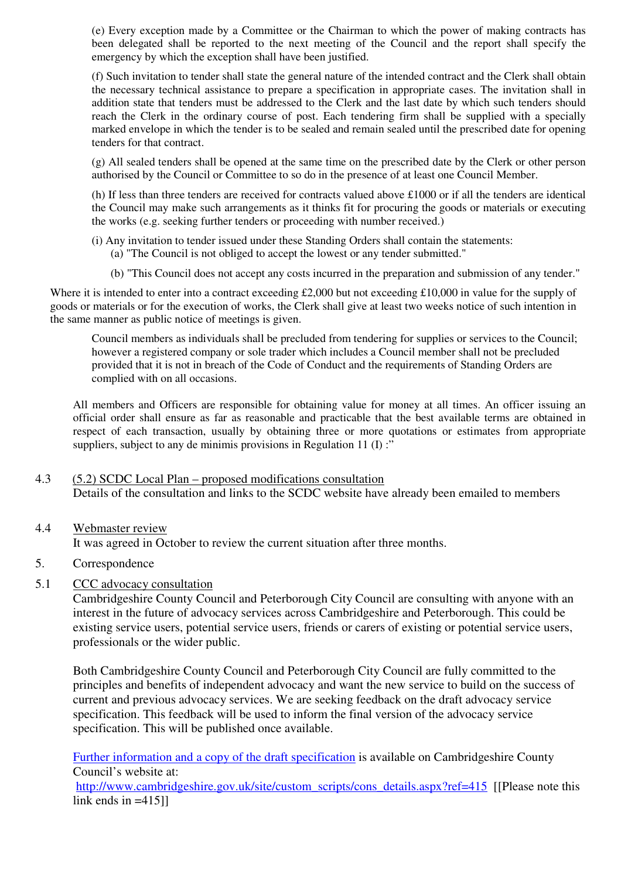(e) Every exception made by a Committee or the Chairman to which the power of making contracts has been delegated shall be reported to the next meeting of the Council and the report shall specify the emergency by which the exception shall have been justified.

(f) Such invitation to tender shall state the general nature of the intended contract and the Clerk shall obtain the necessary technical assistance to prepare a specification in appropriate cases. The invitation shall in addition state that tenders must be addressed to the Clerk and the last date by which such tenders should reach the Clerk in the ordinary course of post. Each tendering firm shall be supplied with a specially marked envelope in which the tender is to be sealed and remain sealed until the prescribed date for opening tenders for that contract.

(g) All sealed tenders shall be opened at the same time on the prescribed date by the Clerk or other person authorised by the Council or Committee to so do in the presence of at least one Council Member.

(h) If less than three tenders are received for contracts valued above £1000 or if all the tenders are identical the Council may make such arrangements as it thinks fit for procuring the goods or materials or executing the works (e.g. seeking further tenders or proceeding with number received.)

(i) Any invitation to tender issued under these Standing Orders shall contain the statements:

(a) "The Council is not obliged to accept the lowest or any tender submitted."

(b) "This Council does not accept any costs incurred in the preparation and submission of any tender."

Where it is intended to enter into a contract exceeding £2,000 but not exceeding £10,000 in value for the supply of goods or materials or for the execution of works, the Clerk shall give at least two weeks notice of such intention in the same manner as public notice of meetings is given.

Council members as individuals shall be precluded from tendering for supplies or services to the Council; however a registered company or sole trader which includes a Council member shall not be precluded provided that it is not in breach of the Code of Conduct and the requirements of Standing Orders are complied with on all occasions.

All members and Officers are responsible for obtaining value for money at all times. An officer issuing an official order shall ensure as far as reasonable and practicable that the best available terms are obtained in respect of each transaction, usually by obtaining three or more quotations or estimates from appropriate suppliers, subject to any de minimis provisions in Regulation 11 (I) :"

4.3 (5.2) SCDC Local Plan – proposed modifications consultation

Details of the consultation and links to the SCDC website have already been emailed to members

4.4 Webmaster review

It was agreed in October to review the current situation after three months.

5. Correspondence

5.1 CCC advocacy consultation

Cambridgeshire County Council and Peterborough City Council are consulting with anyone with an interest in the future of advocacy services across Cambridgeshire and Peterborough. This could be existing service users, potential service users, friends or carers of existing or potential service users, professionals or the wider public.

Both Cambridgeshire County Council and Peterborough City Council are fully committed to the principles and benefits of independent advocacy and want the new service to build on the success of current and previous advocacy services. We are seeking feedback on the draft advocacy service specification. This feedback will be used to inform the final version of the advocacy service specification. This will be published once available.

Further information and a copy of the draft specification is available on Cambridgeshire County Council's website at:
http://www.cambridgeshire.gov.uk/site/custom_scripts/cons_details.aspx?ref=415 [[Please note this link ends in =415]]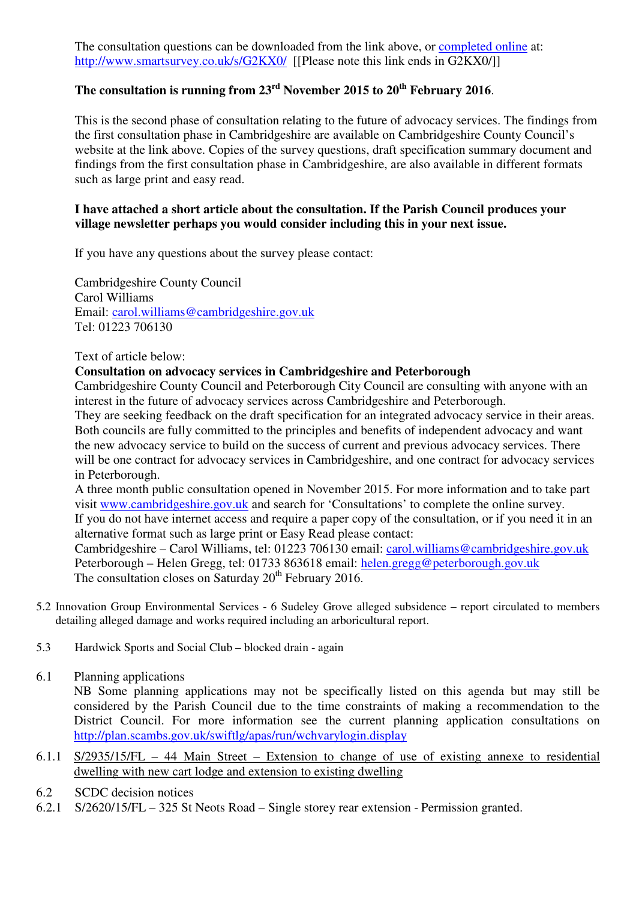The consultation questions can be downloaded from the link above, or [completed online](http://www.smartsurvey.co.uk/s/G2KX0/) at: http://www.smartsurvey.co.uk/s/G2KX0/ [[Please note this link ends in G2KX0/]]

**The consultation is running from 23rd November 2015 to 20th February 2016**.

This is the second phase of consultation relating to the future of advocacy services. The findings from the first consultation phase in Cambridgeshire are available on Cambridgeshire County Council's website at the link above. Copies of the survey questions, draft specification summary document and findings from the first consultation phase in Cambridgeshire, are also available in different formats such as large print and easy read.

**I have attached a short article about the consultation. If the Parish Council produces your village newsletter perhaps you would consider including this in your next issue.**

If you have any questions about the survey please contact:

Cambridgeshire County Council
Carol Williams
Email: carol.williams@cambridgeshire.gov.uk
Tel: 01223 706130

Text of article below:

**Consultation on advocacy services in Cambridgeshire and Peterborough**

Cambridgeshire County Council and Peterborough City Council are consulting with anyone with an interest in the future of advocacy services across Cambridgeshire and Peterborough.

They are seeking feedback on the draft specification for an integrated advocacy service in their areas. Both councils are fully committed to the principles and benefits of independent advocacy and want the new advocacy service to build on the success of current and previous advocacy services. There will be one contract for advocacy services in Cambridgeshire, and one contract for advocacy services in Peterborough.

A three month public consultation opened in November 2015. For more information and to take part visit www.cambridgeshire.gov.uk and search for 'Consultations' to complete the online survey.

If you do not have internet access and require a paper copy of the consultation, or if you need it in an alternative format such as large print or Easy Read please contact:

Cambridgeshire – Carol Williams, tel: 01223 706130 email: carol.williams@cambridgeshire.gov.uk
Peterborough – Helen Gregg, tel: 01733 863618 email: helen.gregg@peterborough.gov.uk
The consultation closes on Saturday 20th February 2016.

5.2 Innovation Group Environmental Services - 6 Sudeley Grove alleged subsidence – report circulated to members detailing alleged damage and works required including an arboricultural report.

5.3 Hardwick Sports and Social Club – blocked drain - again

6.1 Planning applications

NB Some planning applications may not be specifically listed on this agenda but may still be considered by the Parish Council due to the time constraints of making a recommendation to the District Council. For more information see the current planning application consultations on http://plan.scambs.gov.uk/swiftlg/apas/run/wchvarylogin.display

6.1.1 S/2935/15/FL – 44 Main Street – Extension to change of use of existing annexe to residential dwelling with new cart lodge and extension to existing dwelling

6.2 SCDC decision notices

6.2.1 S/2620/15/FL – 325 St Neots Road – Single storey rear extension - Permission granted.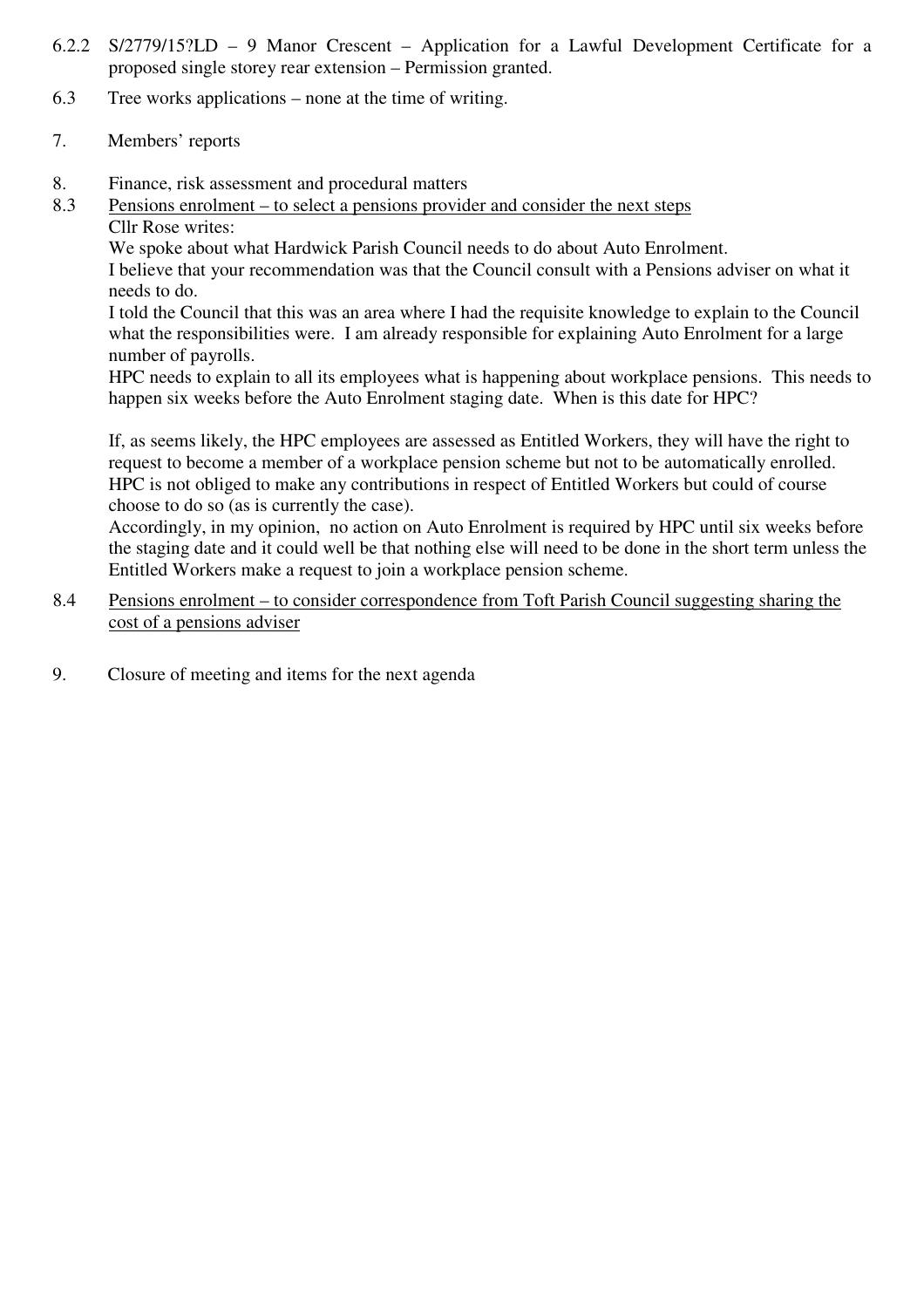6.2.2 S/2779/15?LD – 9 Manor Crescent – Application for a Lawful Development Certificate for a proposed single storey rear extension – Permission granted.

6.3 Tree works applications – none at the time of writing.

7. Members' reports

8. Finance, risk assessment and procedural matters

8.3 Pensions enrolment – to select a pensions provider and consider the next steps

Cllr Rose writes:

We spoke about what Hardwick Parish Council needs to do about Auto Enrolment.

I believe that your recommendation was that the Council consult with a Pensions adviser on what it needs to do.

I told the Council that this was an area where I had the requisite knowledge to explain to the Council what the responsibilities were. I am already responsible for explaining Auto Enrolment for a large number of payrolls.

HPC needs to explain to all its employees what is happening about workplace pensions. This needs to happen six weeks before the Auto Enrolment staging date. When is this date for HPC?

If, as seems likely, the HPC employees are assessed as Entitled Workers, they will have the right to request to become a member of a workplace pension scheme but not to be automatically enrolled. HPC is not obliged to make any contributions in respect of Entitled Workers but could of course choose to do so (as is currently the case).

Accordingly, in my opinion, no action on Auto Enrolment is required by HPC until six weeks before the staging date and it could well be that nothing else will need to be done in the short term unless the Entitled Workers make a request to join a workplace pension scheme.

8.4 Pensions enrolment – to consider correspondence from Toft Parish Council suggesting sharing the cost of a pensions adviser

9. Closure of meeting and items for the next agenda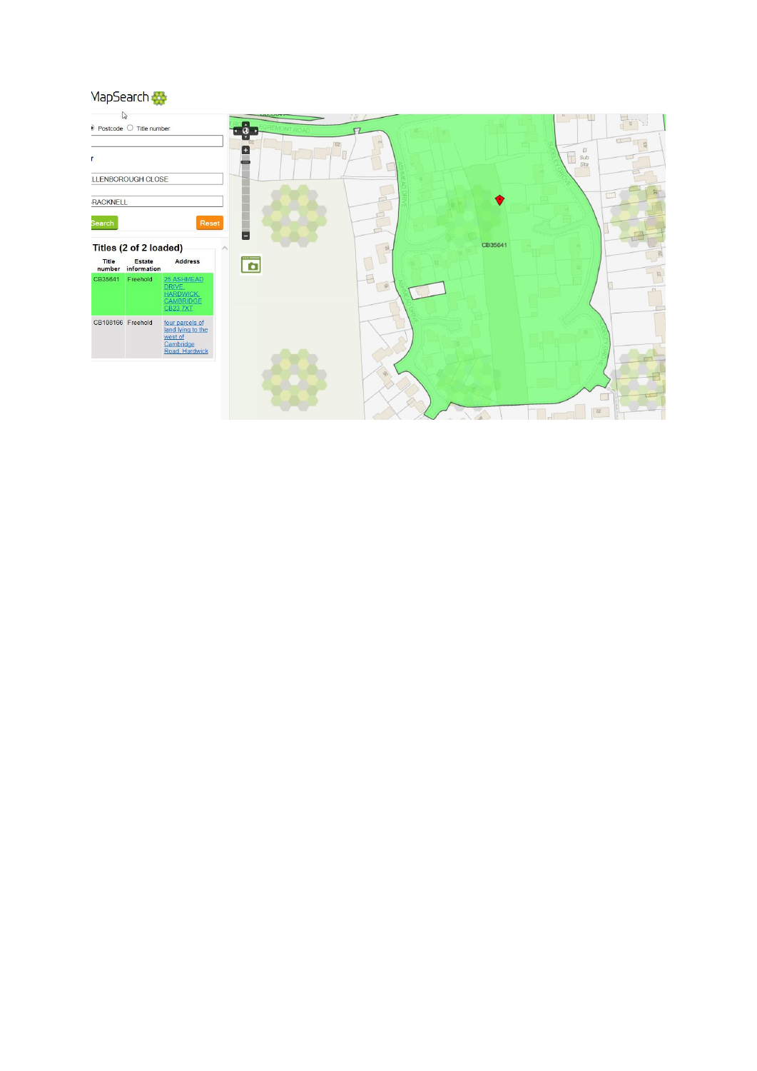MapSearch

Postcode ○ Title number

LLENBOROUGH CLOSE

RACKNELL

Search Reset

**Titles (2 of 2 loaded)**

| Title number | Estate information | Address |
|---|---|---|
| CB35641 | Freehold | 25 ASHMEAD DRIVE, HARDWICK, CAMBRIDGE CB23 7XT |
| CB108196 | Freehold | four parcels of land lying to the west of Cambridge Road, Hardwick |

CB35641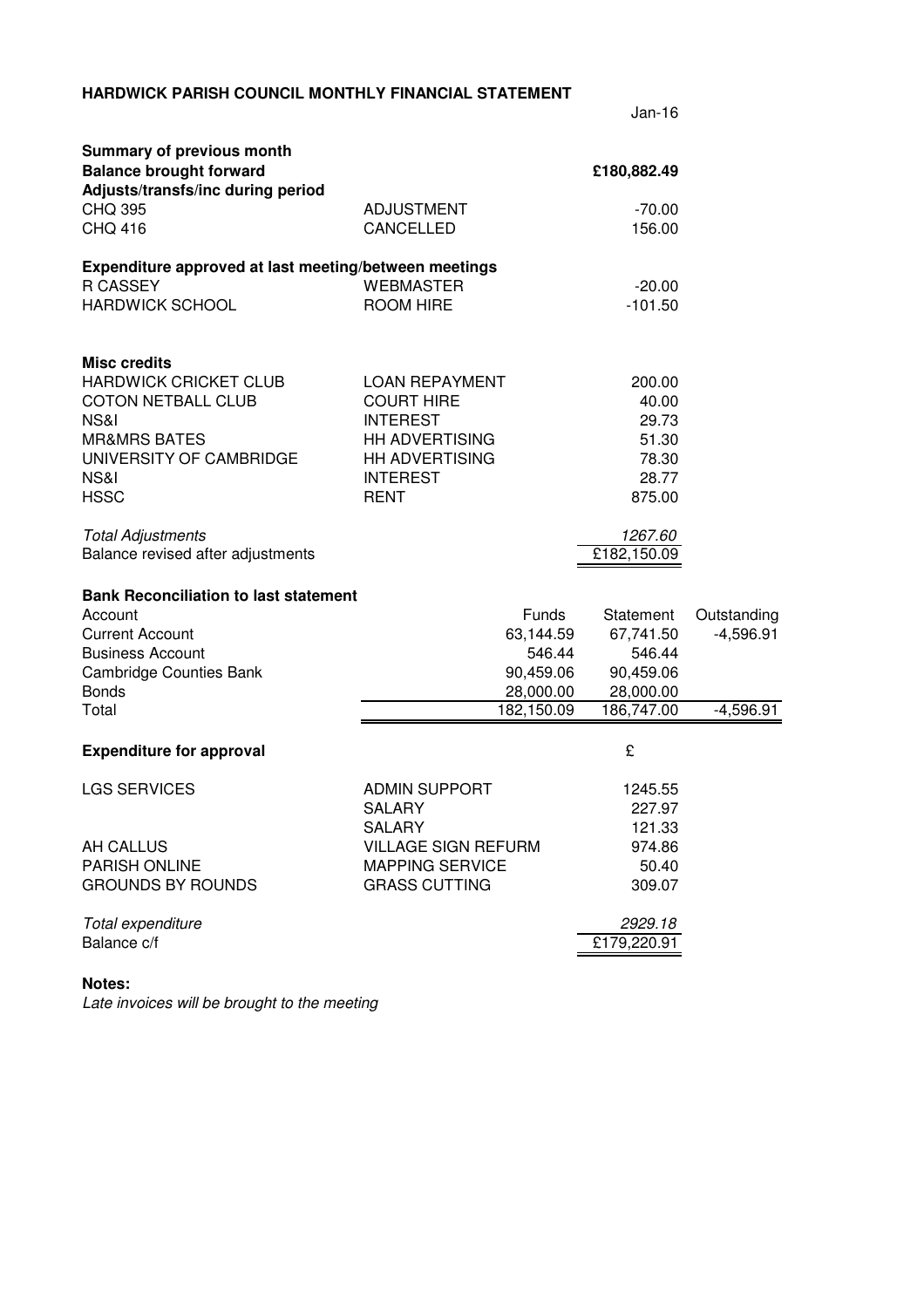# HARDWICK PARISH COUNCIL MONTHLY FINANCIAL STATEMENT

Jan-16

| | | |
|---|---|---|
| **Summary of previous month** | | |
| **Balance brought forward** | | **£180,882.49** |
| **Adjusts/transfs/inc during period** | | |
| CHQ 395 | ADJUSTMENT | -70.00 |
| CHQ 416 | CANCELLED | 156.00 |
| | | |
| **Expenditure approved at last meeting/between meetings** | | |
| R CASSEY | WEBMASTER | -20.00 |
| HARDWICK SCHOOL | ROOM HIRE | -101.50 |
| | | |
| **Misc credits** | | |
| HARDWICK CRICKET CLUB | LOAN REPAYMENT | 200.00 |
| COTON NETBALL CLUB | COURT HIRE | 40.00 |
| NS&I | INTEREST | 29.73 |
| MR&MRS BATES | HH ADVERTISING | 51.30 |
| UNIVERSITY OF CAMBRIDGE | HH ADVERTISING | 78.30 |
| NS&I | INTEREST | 28.77 |
| HSSC | RENT | 875.00 |
| | | |
| *Total Adjustments* | | *1267.60* |
| Balance revised after adjustments | | £182,150.09 |

**Bank Reconciliation to last statement**

| Account | Funds | Statement | Outstanding |
|---|---|---|---|
| Current Account | 63,144.59 | 67,741.50 | -4,596.91 |
| Business Account | 546.44 | 546.44 | |
| Cambridge Counties Bank | 90,459.06 | 90,459.06 | |
| Bonds | 28,000.00 | 28,000.00 | |
| Total | 182,150.09 | 186,747.00 | -4,596.91 |

| **Expenditure for approval** | | £ |
|---|---|---|
| LGS SERVICES | ADMIN SUPPORT | 1245.55 |
| | SALARY | 227.97 |
| | SALARY | 121.33 |
| AH CALLUS | VILLAGE SIGN REFURM | 974.86 |
| PARISH ONLINE | MAPPING SERVICE | 50.40 |
| GROUNDS BY ROUNDS | GRASS CUTTING | 309.07 |
| | | |
| *Total expenditure* | | *2929.18* |
| Balance c/f | | £179,220.91 |

**Notes:**

*Late invoices will be brought to the meeting*